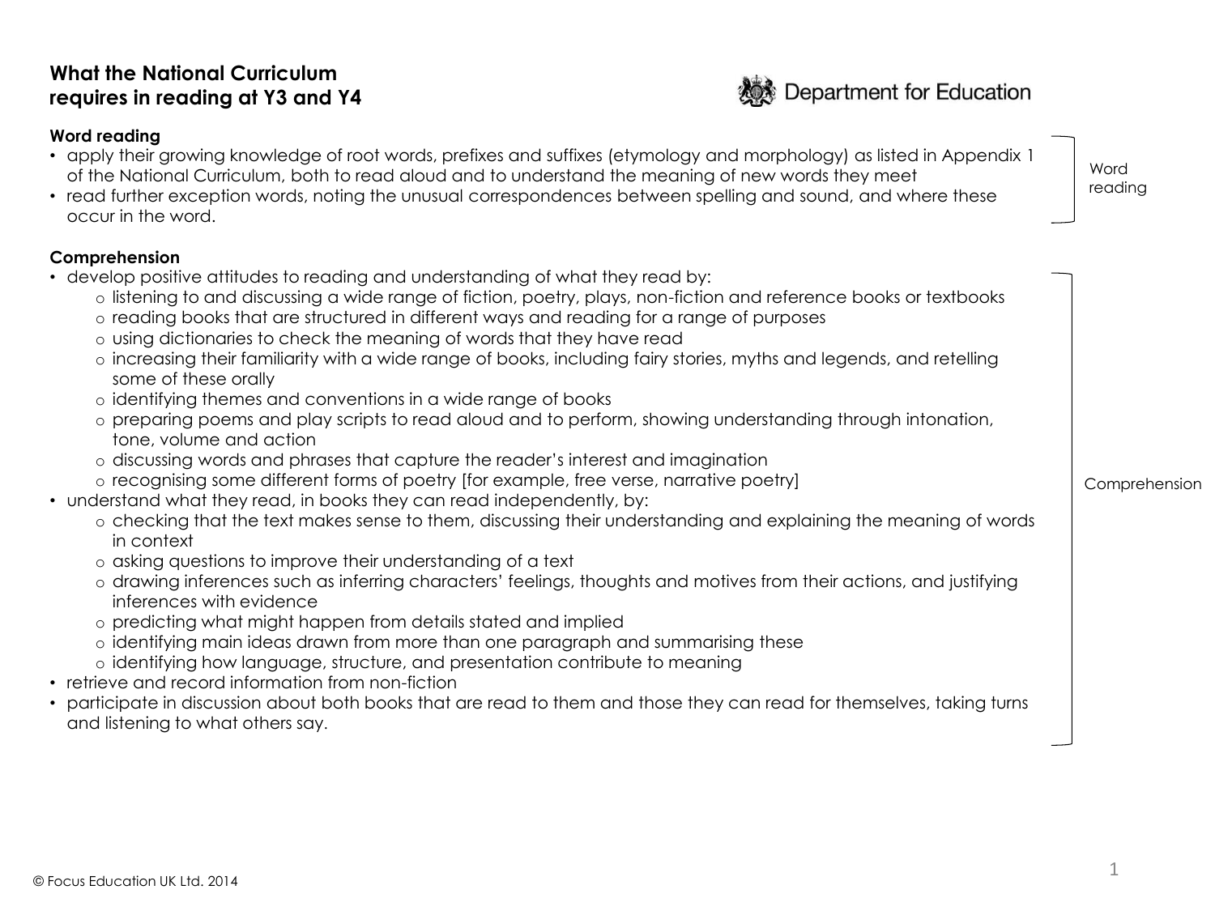## What the National Curriculum requires in reading at Y3 and Y4

Department for Education

### Word reading

- apply their growing knowledge of root words, prefixes and suffixes (etymology and morphology) as listed in Appendix 1 of the National Curriculum, both to read aloud and to understand the meaning of new words they meet
- read further exception words, noting the unusual correspondences between spelling and sound, and where these occur in the word.

Word reading

### Comprehension

- develop positive attitudes to reading and understanding of what they read by:
  - listening to and discussing a wide range of fiction, poetry, plays, non-fiction and reference books or textbooks
  - reading books that are structured in different ways and reading for a range of purposes
  - using dictionaries to check the meaning of words that they have read
  - increasing their familiarity with a wide range of books, including fairy stories, myths and legends, and retelling some of these orally
  - identifying themes and conventions in a wide range of books
  - preparing poems and play scripts to read aloud and to perform, showing understanding through intonation, tone, volume and action
  - discussing words and phrases that capture the reader's interest and imagination
  - recognising some different forms of poetry [for example, free verse, narrative poetry]
- understand what they read, in books they can read independently, by:
  - checking that the text makes sense to them, discussing their understanding and explaining the meaning of words in context
  - asking questions to improve their understanding of a text
  - drawing inferences such as inferring characters' feelings, thoughts and motives from their actions, and justifying inferences with evidence
  - predicting what might happen from details stated and implied
  - identifying main ideas drawn from more than one paragraph and summarising these
  - identifying how language, structure, and presentation contribute to meaning
- retrieve and record information from non-fiction
- participate in discussion about both books that are read to them and those they can read for themselves, taking turns and listening to what others say.

Comprehension

© Focus Education UK Ltd. 2014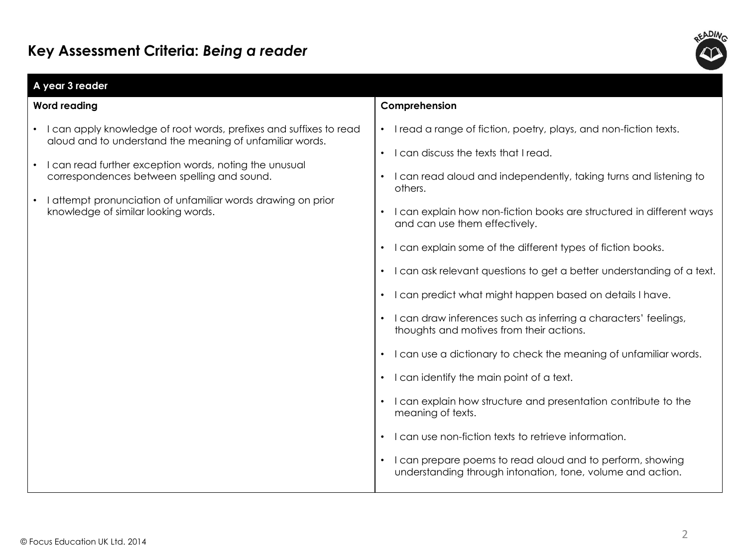# Key Assessment Criteria: *Being a reader*

## A year 3 reader

### Word reading

- I can apply knowledge of root words, prefixes and suffixes to read aloud and to understand the meaning of unfamiliar words.
- I can read further exception words, noting the unusual correspondences between spelling and sound.
- I attempt pronunciation of unfamiliar words drawing on prior knowledge of similar looking words.

### Comprehension

- I read a range of fiction, poetry, plays, and non-fiction texts.
- I can discuss the texts that I read.
- I can read aloud and independently, taking turns and listening to others.
- I can explain how non-fiction books are structured in different ways and can use them effectively.
- I can explain some of the different types of fiction books.
- I can ask relevant questions to get a better understanding of a text.
- I can predict what might happen based on details I have.
- I can draw inferences such as inferring a characters' feelings, thoughts and motives from their actions.
- I can use a dictionary to check the meaning of unfamiliar words.
- I can identify the main point of a text.
- I can explain how structure and presentation contribute to the meaning of texts.
- I can use non-fiction texts to retrieve information.
- I can prepare poems to read aloud and to perform, showing understanding through intonation, tone, volume and action.

© Focus Education UK Ltd. 2014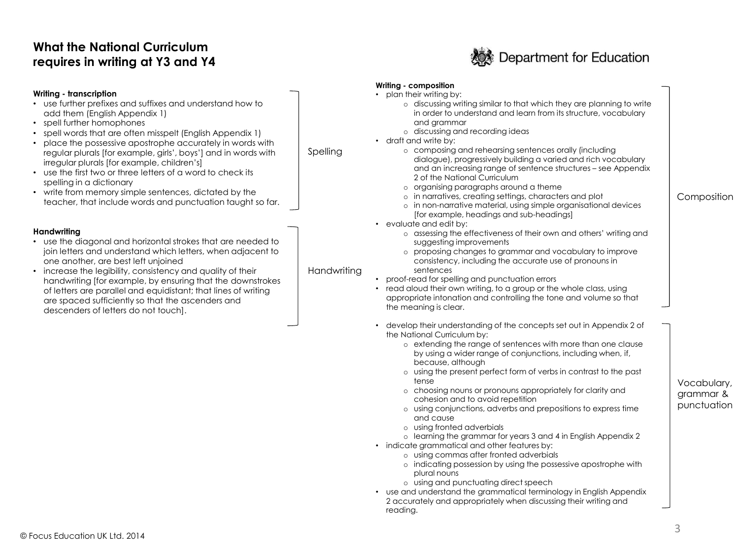# What the National Curriculum requires in writing at Y3 and Y4

Department for Education

## Spelling

**Writing - transcription**

- use further prefixes and suffixes and understand how to add them (English Appendix 1)
- spell further homophones
- spell words that are often misspelt (English Appendix 1)
- place the possessive apostrophe accurately in words with regular plurals [for example, girls', boys'] and in words with irregular plurals [for example, children's]
- use the first two or three letters of a word to check its spelling in a dictionary
- write from memory simple sentences, dictated by the teacher, that include words and punctuation taught so far.

## Handwriting

**Handwriting**

- use the diagonal and horizontal strokes that are needed to join letters and understand which letters, when adjacent to one another, are best left unjoined
- increase the legibility, consistency and quality of their handwriting [for example, by ensuring that the downstrokes of letters are parallel and equidistant; that lines of writing are spaced sufficiently so that the ascenders and descenders of letters do not touch].

## Composition

**Writing - composition**

- plan their writing by:
    - discussing writing similar to that which they are planning to write in order to understand and learn from its structure, vocabulary and grammar
    - discussing and recording ideas
- draft and write by:
    - composing and rehearsing sentences orally (including dialogue), progressively building a varied and rich vocabulary and an increasing range of sentence structures – see Appendix 2 of the National Curriculum
    - organising paragraphs around a theme
    - in narratives, creating settings, characters and plot
    - in non-narrative material, using simple organisational devices [for example, headings and sub-headings]
- evaluate and edit by:
    - assessing the effectiveness of their own and others' writing and suggesting improvements
    - proposing changes to grammar and vocabulary to improve consistency, including the accurate use of pronouns in sentences
- proof-read for spelling and punctuation errors
- read aloud their own writing, to a group or the whole class, using appropriate intonation and controlling the tone and volume so that the meaning is clear.

## Vocabulary, grammar & punctuation

- develop their understanding of the concepts set out in Appendix 2 of the National Curriculum by:
    - extending the range of sentences with more than one clause by using a wider range of conjunctions, including when, if, because, although
    - using the present perfect form of verbs in contrast to the past tense
    - choosing nouns or pronouns appropriately for clarity and cohesion and to avoid repetition
    - using conjunctions, adverbs and prepositions to express time and cause
    - using fronted adverbials
    - learning the grammar for years 3 and 4 in English Appendix 2
- indicate grammatical and other features by:
    - using commas after fronted adverbials
    - indicating possession by using the possessive apostrophe with plural nouns
    - using and punctuating direct speech
- use and understand the grammatical terminology in English Appendix 2 accurately and appropriately when discussing their writing and reading.

© Focus Education UK Ltd. 2014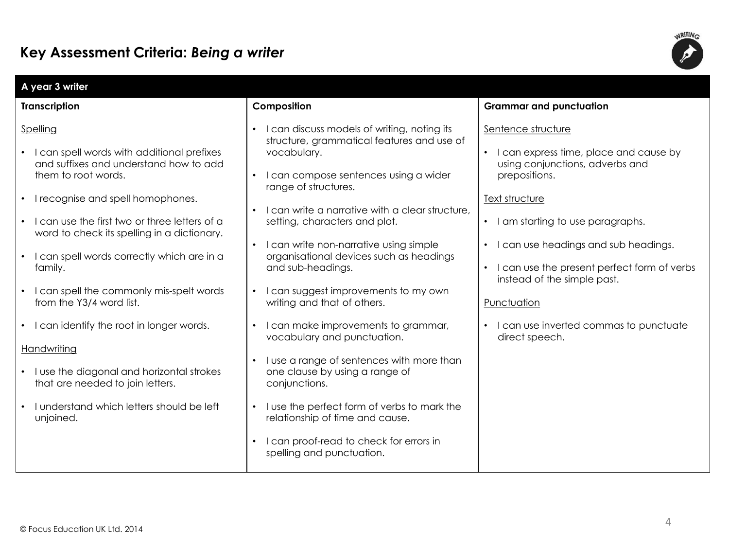# Key Assessment Criteria: *Being a writer*

## A year 3 writer

### Transcription

Spelling

- I can spell words with additional prefixes and suffixes and understand how to add them to root words.
- I recognise and spell homophones.
- I can use the first two or three letters of a word to check its spelling in a dictionary.
- I can spell words correctly which are in a family.
- I can spell the commonly mis-spelt words from the Y3/4 word list.
- I can identify the root in longer words.

Handwriting

- I use the diagonal and horizontal strokes that are needed to join letters.
- I understand which letters should be left unjoined.

### Composition

- I can discuss models of writing, noting its structure, grammatical features and use of vocabulary.
- I can compose sentences using a wider range of structures.
- I can write a narrative with a clear structure, setting, characters and plot.
- I can write non-narrative using simple organisational devices such as headings and sub-headings.
- I can suggest improvements to my own writing and that of others.
- I can make improvements to grammar, vocabulary and punctuation.
- I use a range of sentences with more than one clause by using a range of conjunctions.
- I use the perfect form of verbs to mark the relationship of time and cause.
- I can proof-read to check for errors in spelling and punctuation.

### Grammar and punctuation

Sentence structure

- I can express time, place and cause by using conjunctions, adverbs and prepositions.

Text structure

- I am starting to use paragraphs.
- I can use headings and sub headings.
- I can use the present perfect form of verbs instead of the simple past.

Punctuation

- I can use inverted commas to punctuate direct speech.

© Focus Education UK Ltd. 2014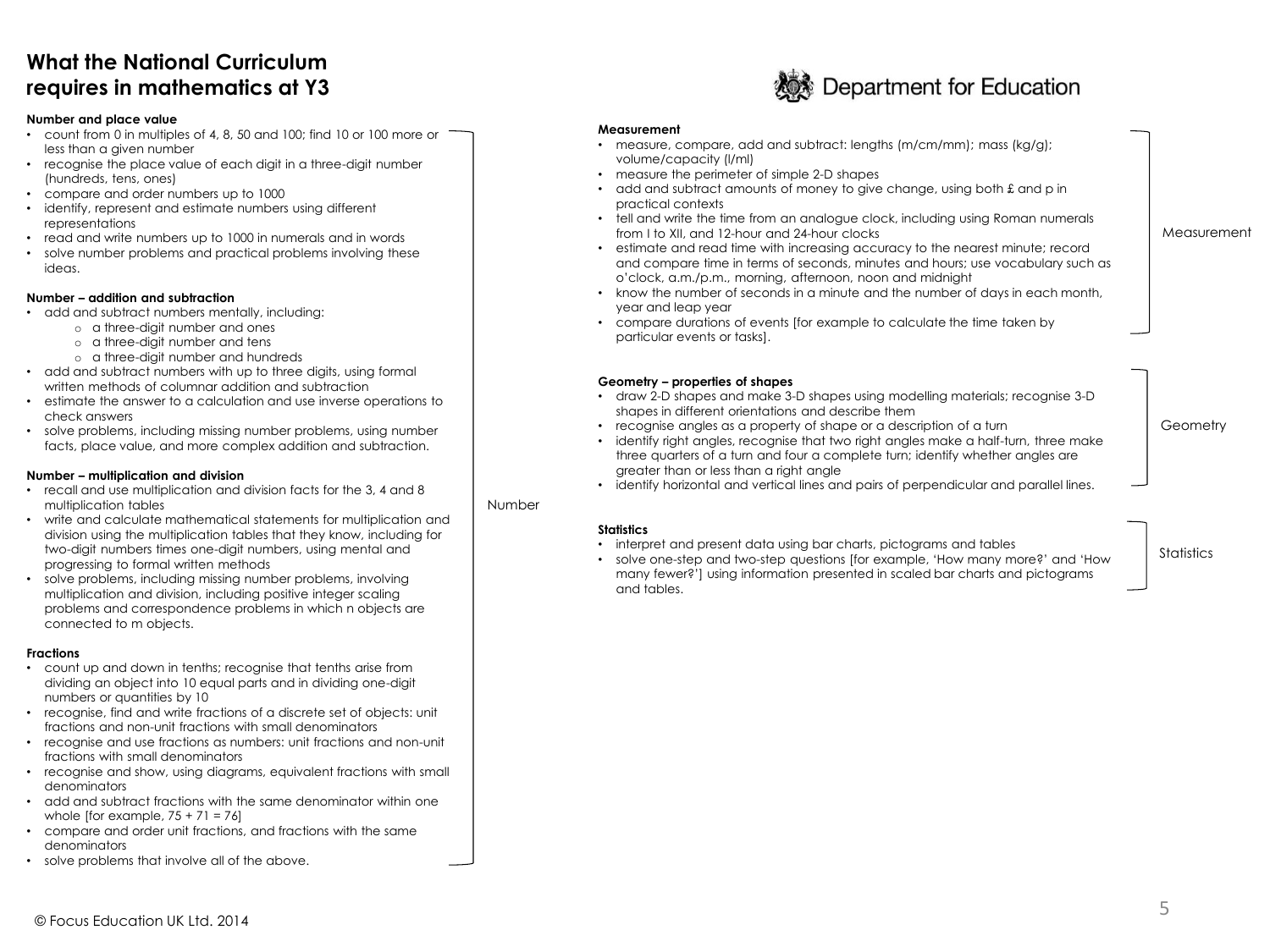# What the National Curriculum requires in mathematics at Y3

Department for Education

## Number

**Number and place value**

- count from 0 in multiples of 4, 8, 50 and 100; find 10 or 100 more or less than a given number
- recognise the place value of each digit in a three-digit number (hundreds, tens, ones)
- compare and order numbers up to 1000
- identify, represent and estimate numbers using different representations
- read and write numbers up to 1000 in numerals and in words
- solve number problems and practical problems involving these ideas.

**Number – addition and subtraction**

- add and subtract numbers mentally, including:
  - a three-digit number and ones
  - a three-digit number and tens
  - a three-digit number and hundreds
- add and subtract numbers with up to three digits, using formal written methods of columnar addition and subtraction
- estimate the answer to a calculation and use inverse operations to check answers
- solve problems, including missing number problems, using number facts, place value, and more complex addition and subtraction.

**Number – multiplication and division**

- recall and use multiplication and division facts for the 3, 4 and 8 multiplication tables
- write and calculate mathematical statements for multiplication and division using the multiplication tables that they know, including for two-digit numbers times one-digit numbers, using mental and progressing to formal written methods
- solve problems, including missing number problems, involving multiplication and division, including positive integer scaling problems and correspondence problems in which n objects are connected to m objects.

**Fractions**

- count up and down in tenths; recognise that tenths arise from dividing an object into 10 equal parts and in dividing one-digit numbers or quantities by 10
- recognise, find and write fractions of a discrete set of objects: unit fractions and non-unit fractions with small denominators
- recognise and use fractions as numbers: unit fractions and non-unit fractions with small denominators
- recognise and show, using diagrams, equivalent fractions with small denominators
- add and subtract fractions with the same denominator within one whole [for example, 75 + 71 = 76]
- compare and order unit fractions, and fractions with the same denominators
- solve problems that involve all of the above.

## Measurement

**Measurement**

- measure, compare, add and subtract: lengths (m/cm/mm); mass (kg/g); volume/capacity (l/ml)
- measure the perimeter of simple 2-D shapes
- add and subtract amounts of money to give change, using both £ and p in practical contexts
- tell and write the time from an analogue clock, including using Roman numerals from I to XII, and 12-hour and 24-hour clocks
- estimate and read time with increasing accuracy to the nearest minute; record and compare time in terms of seconds, minutes and hours; use vocabulary such as o'clock, a.m./p.m., morning, afternoon, noon and midnight
- know the number of seconds in a minute and the number of days in each month, year and leap year
- compare durations of events [for example to calculate the time taken by particular events or tasks].

## Geometry

**Geometry – properties of shapes**

- draw 2-D shapes and make 3-D shapes using modelling materials; recognise 3-D shapes in different orientations and describe them
- recognise angles as a property of shape or a description of a turn
- identify right angles, recognise that two right angles make a half-turn, three make three quarters of a turn and four a complete turn; identify whether angles are greater than or less than a right angle
- identify horizontal and vertical lines and pairs of perpendicular and parallel lines.

## Statistics

**Statistics**

- interpret and present data using bar charts, pictograms and tables
- solve one-step and two-step questions [for example, 'How many more?' and 'How many fewer?'] using information presented in scaled bar charts and pictograms and tables.

© Focus Education UK Ltd. 2014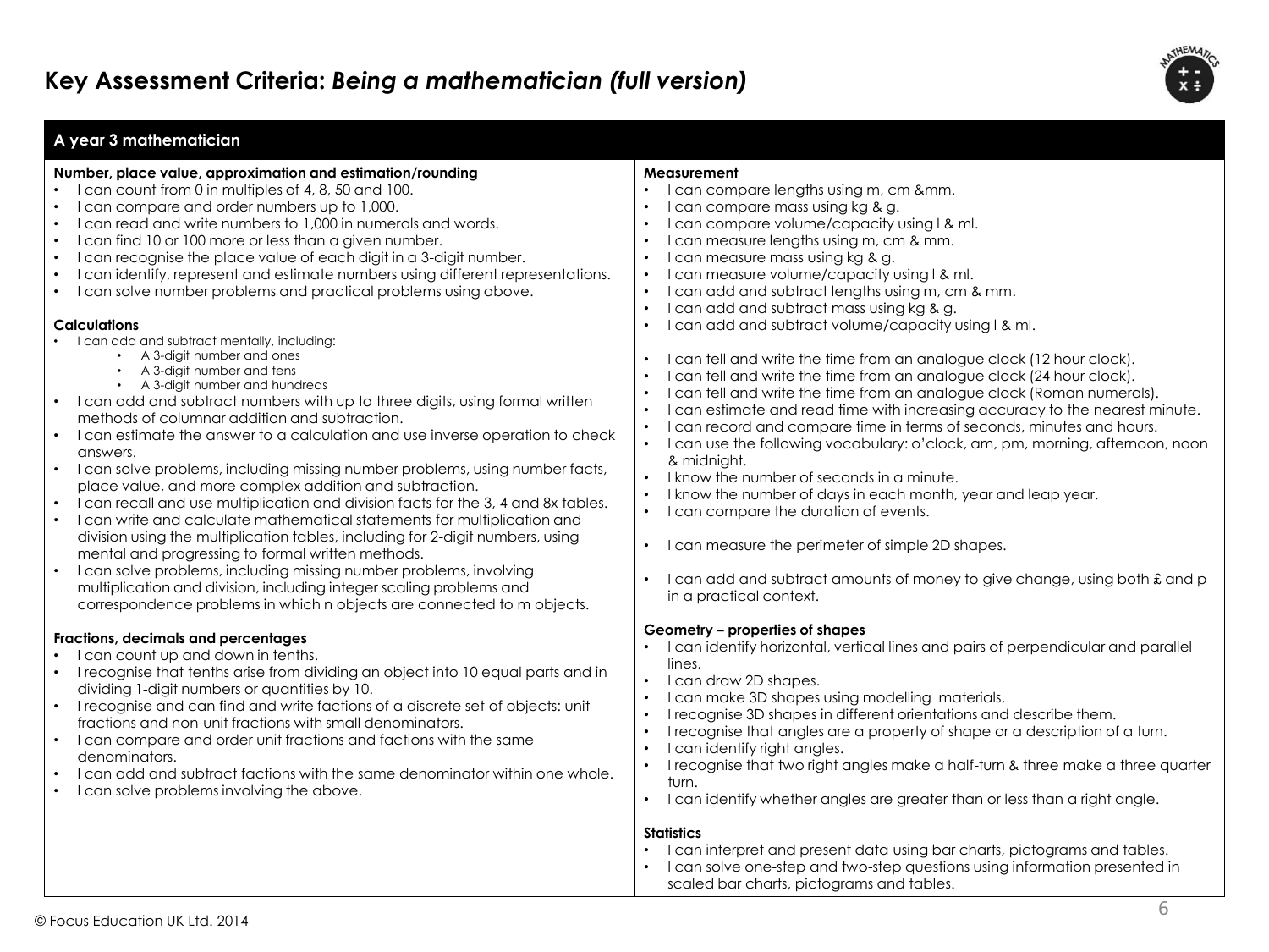# Key Assessment Criteria: *Being a mathematician (full version)*

## A year 3 mathematician

**Number, place value, approximation and estimation/rounding**

- I can count from 0 in multiples of 4, 8, 50 and 100.
- I can compare and order numbers up to 1,000.
- I can read and write numbers to 1,000 in numerals and words.
- I can find 10 or 100 more or less than a given number.
- I can recognise the place value of each digit in a 3-digit number.
- I can identify, represent and estimate numbers using different representations.
- I can solve number problems and practical problems using above.

**Calculations**

- I can add and subtract mentally, including:
  - A 3-digit number and ones
  - A 3-digit number and tens
  - A 3-digit number and hundreds
- I can add and subtract numbers with up to three digits, using formal written methods of columnar addition and subtraction.
- I can estimate the answer to a calculation and use inverse operation to check answers.
- I can solve problems, including missing number problems, using number facts, place value, and more complex addition and subtraction.
- I can recall and use multiplication and division facts for the 3, 4 and 8x tables.
- I can write and calculate mathematical statements for multiplication and division using the multiplication tables, including for 2-digit numbers, using mental and progressing to formal written methods.
- I can solve problems, including missing number problems, involving multiplication and division, including integer scaling problems and correspondence problems in which n objects are connected to m objects.

**Fractions, decimals and percentages**

- I can count up and down in tenths.
- I recognise that tenths arise from dividing an object into 10 equal parts and in dividing 1-digit numbers or quantities by 10.
- I recognise and can find and write factions of a discrete set of objects: unit fractions and non-unit fractions with small denominators.
- I can compare and order unit fractions and factions with the same denominators.
- I can add and subtract factions with the same denominator within one whole.
- I can solve problems involving the above.

**Measurement**

- I can compare lengths using m, cm &mm.
- I can compare mass using kg & g.
- I can compare volume/capacity using l & ml.
- I can measure lengths using m, cm & mm.
- I can measure mass using kg & g.
- I can measure volume/capacity using l & ml.
- I can add and subtract lengths using m, cm & mm.
- I can add and subtract mass using kg & g.
- I can add and subtract volume/capacity using l & ml.

- I can tell and write the time from an analogue clock (12 hour clock).
- I can tell and write the time from an analogue clock (24 hour clock).
- I can tell and write the time from an analogue clock (Roman numerals).
- I can estimate and read time with increasing accuracy to the nearest minute.
- I can record and compare time in terms of seconds, minutes and hours.
- I can use the following vocabulary: o'clock, am, pm, morning, afternoon, noon & midnight.
- I know the number of seconds in a minute.
- I know the number of days in each month, year and leap year.
- I can compare the duration of events.

- I can measure the perimeter of simple 2D shapes.

- I can add and subtract amounts of money to give change, using both £ and p in a practical context.

**Geometry – properties of shapes**

- I can identify horizontal, vertical lines and pairs of perpendicular and parallel lines.
- I can draw 2D shapes.
- I can make 3D shapes using modelling materials.
- I recognise 3D shapes in different orientations and describe them.
- I recognise that angles are a property of shape or a description of a turn.
- I can identify right angles.
- I recognise that two right angles make a half-turn & three make a three quarter turn.
- I can identify whether angles are greater than or less than a right angle.

**Statistics**

- I can interpret and present data using bar charts, pictograms and tables.
- I can solve one-step and two-step questions using information presented in scaled bar charts, pictograms and tables.

© Focus Education UK Ltd. 2014